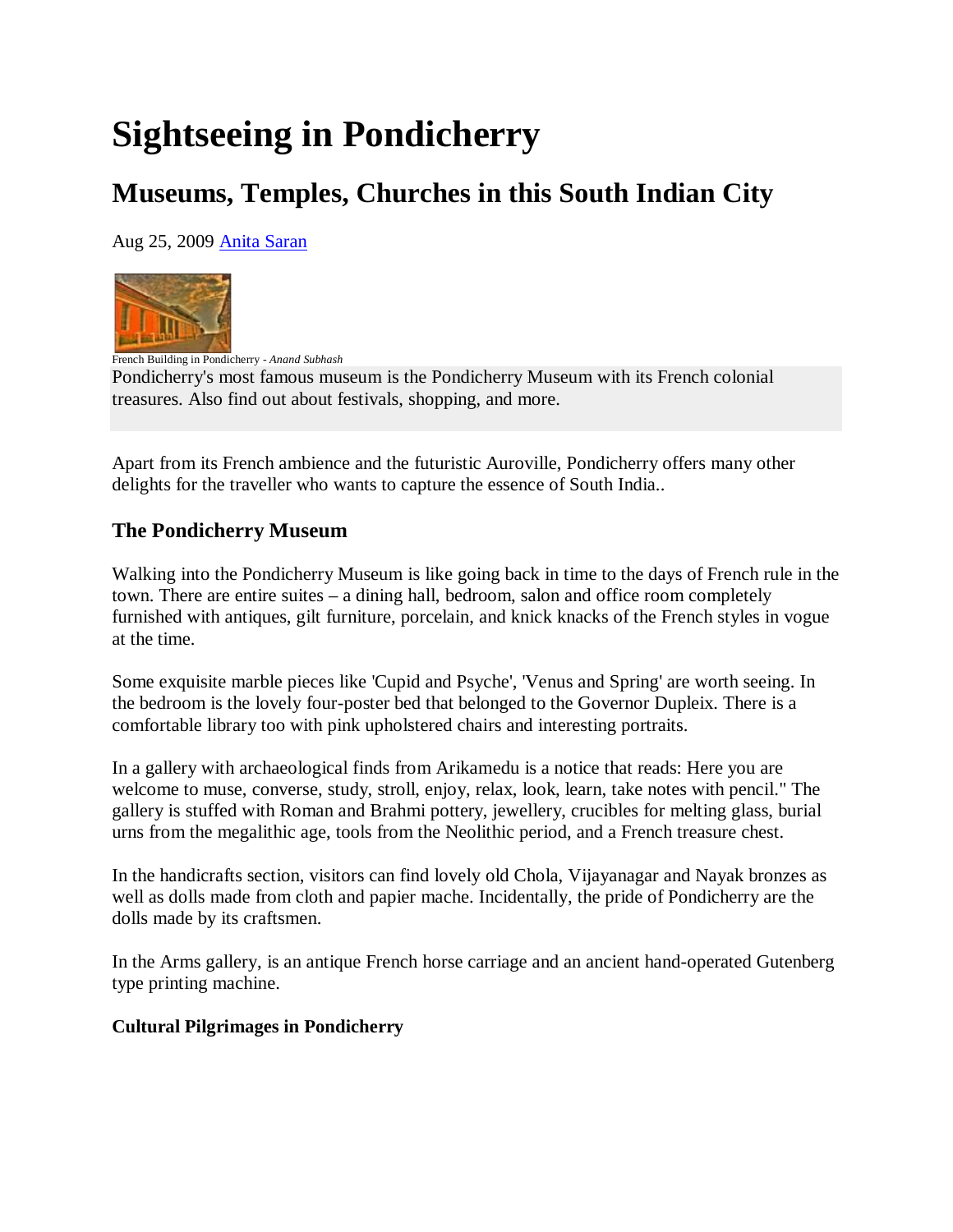# Sightseeing in Pondicherry

## Museums, Temples, Churches in this South Indian City

Aug 25, 2009 Anita Saran

French Building in Pondicherry - *Anand Subhash*

Pondicherry's most famous museum is the Pondicherry Museum with its French colonial treasures. Also find out about festivals, shopping, and more.

Apart from its French ambience and the futuristic Auroville, Pondicherry offers many other delights for the traveller who wants to capture the essence of South India..

### The Pondicherry Museum

Walking into the Pondicherry Museum is like going back in time to the days of French rule in the town. There are entire suites – a dining hall, bedroom, salon and office room completely furnished with antiques, gilt furniture, porcelain, and knick knacks of the French styles in vogue at the time.

Some exquisite marble pieces like 'Cupid and Psyche', 'Venus and Spring' are worth seeing. In the bedroom is the lovely four-poster bed that belonged to the Governor Dupleix. There is a comfortable library too with pink upholstered chairs and interesting portraits.

In a gallery with archaeological finds from Arikamedu is a notice that reads: Here you are welcome to muse, converse, study, stroll, enjoy, relax, look, learn, take notes with pencil." The gallery is stuffed with Roman and Brahmi pottery, jewellery, crucibles for melting glass, burial urns from the megalithic age, tools from the Neolithic period, and a French treasure chest.

In the handicrafts section, visitors can find lovely old Chola, Vijayanagar and Nayak bronzes as well as dolls made from cloth and papier mache. Incidentally, the pride of Pondicherry are the dolls made by its craftsmen.

In the Arms gallery, is an antique French horse carriage and an ancient hand-operated Gutenberg type printing machine.

**Cultural Pilgrimages in Pondicherry**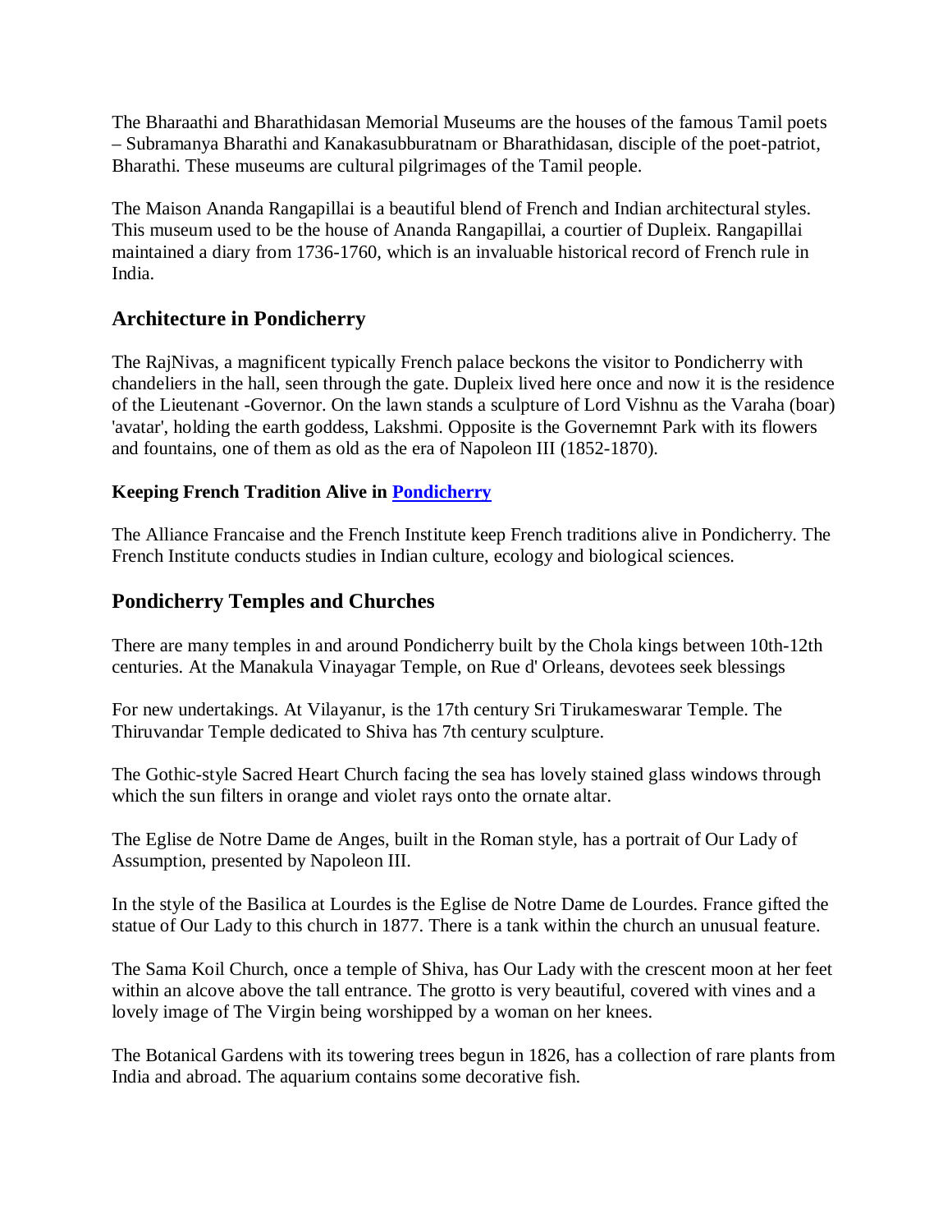The Bharaathi and Bharathidasan Memorial Museums are the houses of the famous Tamil poets – Subramanya Bharathi and Kanakasubburatnam or Bharathidasan, disciple of the poet-patriot, Bharathi. These museums are cultural pilgrimages of the Tamil people.

The Maison Ananda Rangapillai is a beautiful blend of French and Indian architectural styles. This museum used to be the house of Ananda Rangapillai, a courtier of Dupleix. Rangapillai maintained a diary from 1736-1760, which is an invaluable historical record of French rule in India.

## Architecture in Pondicherry

The RajNivas, a magnificent typically French palace beckons the visitor to Pondicherry with chandeliers in the hall, seen through the gate. Dupleix lived here once and now it is the residence of the Lieutenant -Governor. On the lawn stands a sculpture of Lord Vishnu as the Varaha (boar) 'avatar', holding the earth goddess, Lakshmi. Opposite is the Governemnt Park with its flowers and fountains, one of them as old as the era of Napoleon III (1852-1870).

### Keeping French Tradition Alive in Pondicherry

The Alliance Francaise and the French Institute keep French traditions alive in Pondicherry. The French Institute conducts studies in Indian culture, ecology and biological sciences.

## Pondicherry Temples and Churches

There are many temples in and around Pondicherry built by the Chola kings between 10th-12th centuries. At the Manakula Vinayagar Temple, on Rue d' Orleans, devotees seek blessings

For new undertakings. At Vilayanur, is the 17th century Sri Tirukameswarar Temple. The Thiruvandar Temple dedicated to Shiva has 7th century sculpture.

The Gothic-style Sacred Heart Church facing the sea has lovely stained glass windows through which the sun filters in orange and violet rays onto the ornate altar.

The Eglise de Notre Dame de Anges, built in the Roman style, has a portrait of Our Lady of Assumption, presented by Napoleon III.

In the style of the Basilica at Lourdes is the Eglise de Notre Dame de Lourdes. France gifted the statue of Our Lady to this church in 1877. There is a tank within the church an unusual feature.

The Sama Koil Church, once a temple of Shiva, has Our Lady with the crescent moon at her feet within an alcove above the tall entrance. The grotto is very beautiful, covered with vines and a lovely image of The Virgin being worshipped by a woman on her knees.

The Botanical Gardens with its towering trees begun in 1826, has a collection of rare plants from India and abroad. The aquarium contains some decorative fish.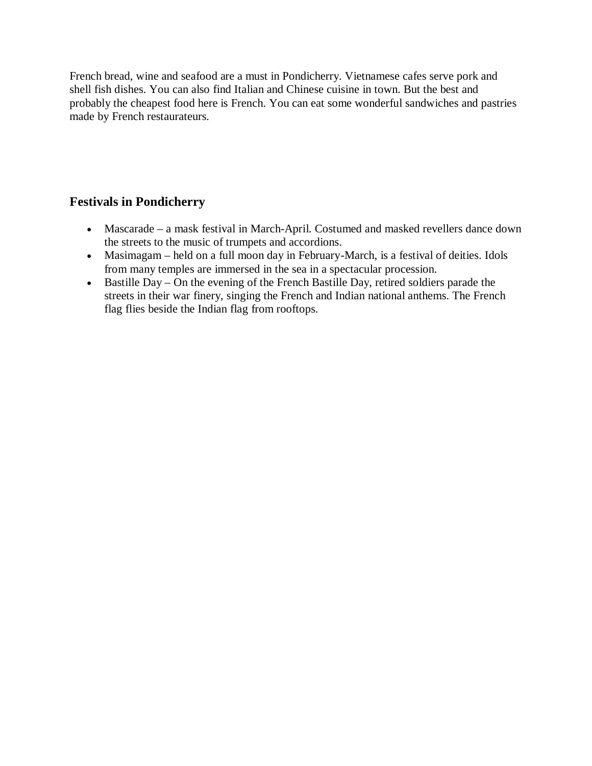French bread, wine and seafood are a must in Pondicherry. Vietnamese cafes serve pork and shell fish dishes. You can also find Italian and Chinese cuisine in town. But the best and probably the cheapest food here is French. You can eat some wonderful sandwiches and pastries made by French restaurateurs.

## Festivals in Pondicherry

- Mascarade – a mask festival in March-April. Costumed and masked revellers dance down the streets to the music of trumpets and accordions.
- Masimagam – held on a full moon day in February-March, is a festival of deities. Idols from many temples are immersed in the sea in a spectacular procession.
- Bastille Day – On the evening of the French Bastille Day, retired soldiers parade the streets in their war finery, singing the French and Indian national anthems. The French flag flies beside the Indian flag from rooftops.